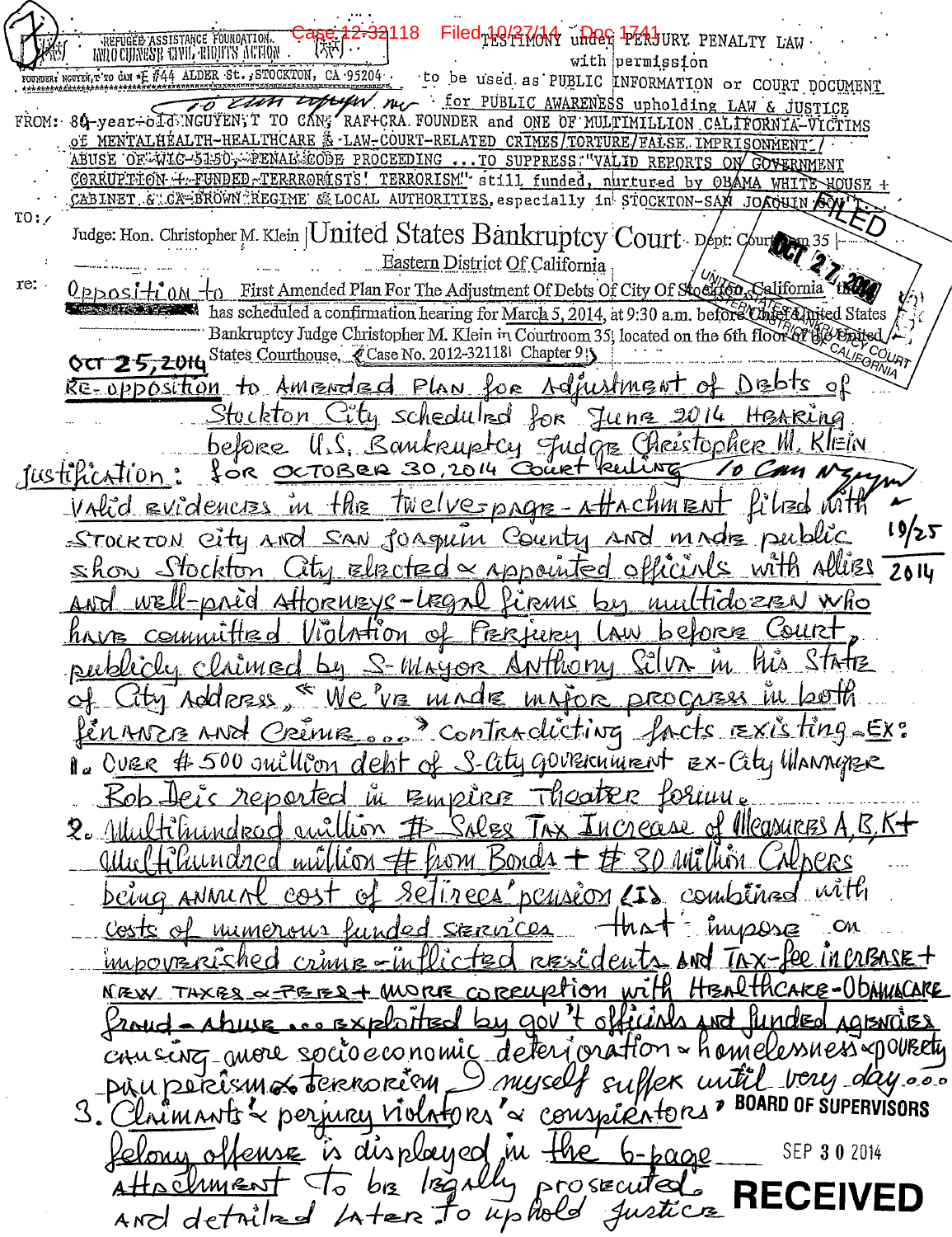REFUGEE ASSISTANCE FOUNDATION. TESTIMONY under PERJURY PENALTY LAW
INDOCHINESE CIVIL RIGHTS ACTION with permission
FOUNDER: NGUYEN, T'TO CAN #E #44 ALDER St., STOCKTON, CA 95204 to be used as PUBLIC INFORMATION or COURT DOCUMENT
for PUBLIC AWARENESS upholding LAW & JUSTICE

To Can Nguyen

FROM: 84-year-old NGUYEN, T TO CAN; RAF+CRA FOUNDER and ONE OF MULTIMILLION CALIFORNIA-VICTIMS of MENTALHEALTH-HEALTHCARE & LAW-COURT-RELATED CRIMES/TORTURE/FALSE IMPRISONMENT/ABUSE OF WIC-5150, PENAL CODE PROCEEDING ...TO SUPPRESS "VALID REPORTS ON GOVERNMENT CORRUPTION + FUNDED TERRORISTS' TERRORISM" still funded, nurtured by OBAMA WHITE HOUSE + CABINET & CA-BROWN REGIME & LOCAL AUTHORITIES, especially in STOCKTON-SAN JOAQUIN GOV'T.

TO: Judge: Hon. Christopher M. Klein | United States Bankruptcy Court Dept: Courtroom 35 |
Eastern District Of California

re: Opposition to First Amended Plan For The Adjustment Of Debts Of City Of Stockton, California that has scheduled a confirmation hearing for March 5, 2014, at 9:30 a.m. before Chief United States Bankruptcy Judge Christopher M. Klein in Courtroom 35, located on the 6th floor of the United States Courthouse, Case No. 2012-32118 Chapter 9

OCT 25, 2014

RE-opposition to Amended Plan for Adjustment of Debts of Stockton City scheduled for June 2014 Hearing before U.S. Bankruptcy Judge Christopher M. Klein

Justification: for OCTOBER 30, 2014 Court Ruling

To Can Nguyen 10/25 2014

valid evidences in the twelve-page-attachment filed with Stockton city and San Joaquin County and made public show Stockton City elected & appointed officials with allies and well-paid attorneys-legal firms by multidozen who have committed Violation of Perjury Law before Court, publicly claimed by S-Mayor Anthony Silva in his State of City Address, "We've made major progress in both finance and Crime..." contradicting facts existing - Ex:

1. over $500 million debt of S-City government ex-City Manager Rob Deis reported in Empire Theater forum.
2. Multihundred million $ Sales Tax Increase of Measures A, B, K + Multihundred million $ from Bonds + $30 million Calpers being annual cost of retirees' pension (I) combined with costs of numerous funded services that impose on impoverished crime-inflicted residents and tax-fee increase + new taxes & fees + more corruption with Healthcare-Obamacare fraud - abuse ... exploited by gov't officials and funded agencies causing more socioeconomic deterioration & homelessness & poverty pauperism & terrorism I myself suffer until very day...
3. Claimants' & perjury violators' & conspirators' felony offense is displayed in the 6-page attachment to be legally prosecuted and detailed later to uphold justice

FILED
OCT 27 2014
UNITED STATES BANKRUPTCY COURT
EASTERN DISTRICT OF CALIFORNIA

BOARD OF SUPERVISORS
SEP 30 2014
RECEIVED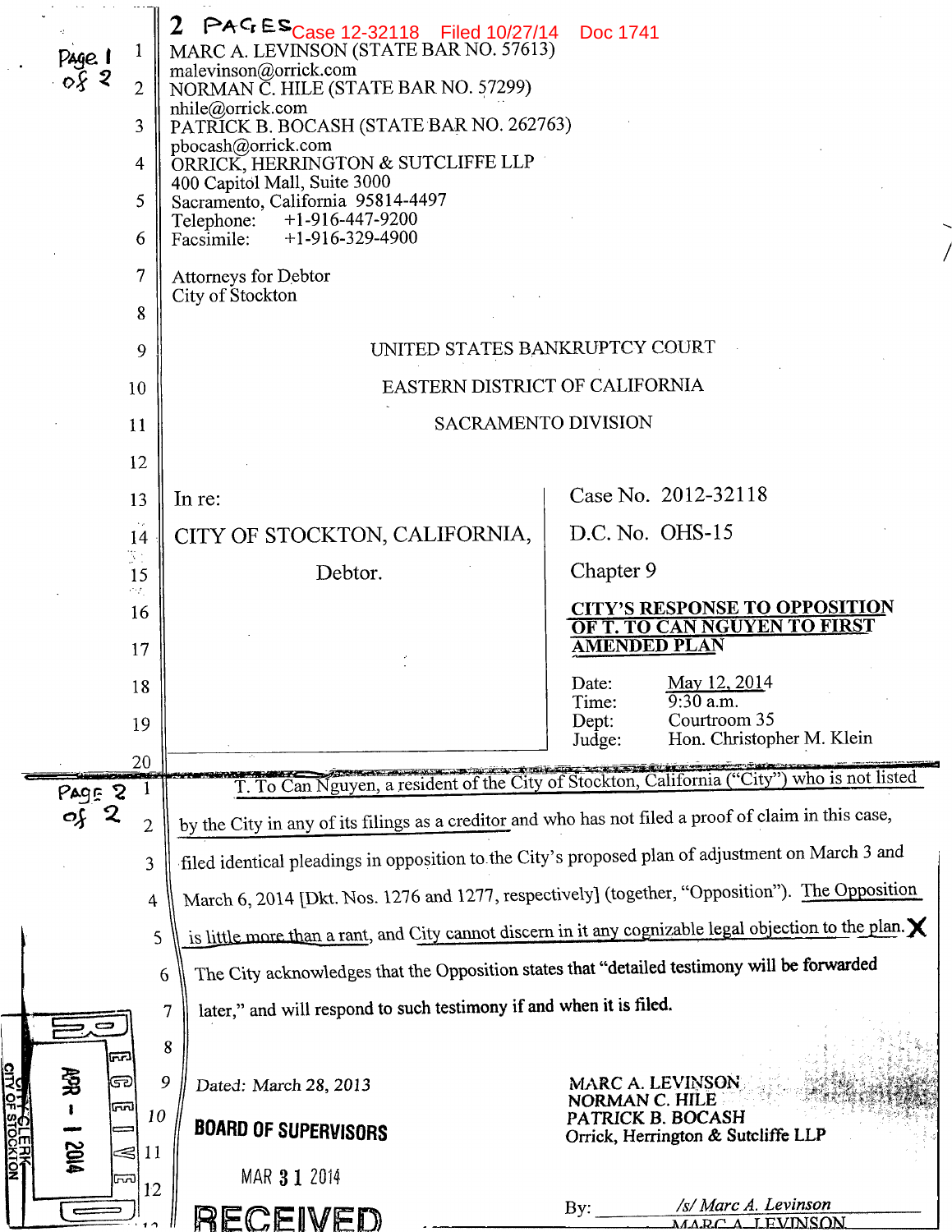2 PAGES Case 12-32118 Filed 10/27/14 Doc 1741

Page 1 of 2

MARC A. LEVINSON (STATE BAR NO. 57613)
malevinson@orrick.com
NORMAN C. HILE (STATE BAR NO. 57299)
nhile@orrick.com
PATRICK B. BOCASH (STATE BAR NO. 262763)
pbocash@orrick.com
ORRICK, HERRINGTON & SUTCLIFFE LLP
400 Capitol Mall, Suite 3000
Sacramento, California 95814-4497
Telephone: +1-916-447-9200
Facsimile: +1-916-329-4900

Attorneys for Debtor
City of Stockton

UNITED STATES BANKRUPTCY COURT

EASTERN DISTRICT OF CALIFORNIA

SACRAMENTO DIVISION

| | |
|---|---|
| In re:<br><br>CITY OF STOCKTON, CALIFORNIA,<br><br>Debtor. | Case No. 2012-32118<br><br>D.C. No. OHS-15<br><br>Chapter 9<br><br>**CITY'S RESPONSE TO OPPOSITION OF T. TO CAN NGUYEN TO FIRST AMENDED PLAN**<br><br>Date: May 12, 2014<br>Time: 9:30 a.m.<br>Dept: Courtroom 35<br>Judge: Hon. Christopher M. Klein |

Page 2 of 2

T. To Can Nguyen, a resident of the City of Stockton, California ("City") who is not listed by the City in any of its filings as a creditor and who has not filed a proof of claim in this case, filed identical pleadings in opposition to the City's proposed plan of adjustment on March 3 and March 6, 2014 [Dkt. Nos. 1276 and 1277, respectively] (together, "Opposition"). The Opposition is little more than a rant, and City cannot discern in it any cognizable legal objection to the plan. X The City acknowledges that the Opposition states that "detailed testimony will be forwarded later," and will respond to such testimony if and when it is filed.

Dated: March 28, 2013

BOARD OF SUPERVISORS

MAR 31 2014

RECEIVED

RECEIVED APR - 1 2014 CITY CLERK CITY OF STOCKTON

MARC A. LEVINSON
NORMAN C. HILE
PATRICK B. BOCASH
Orrick, Herrington & Sutcliffe LLP

By: /s/ Marc A. Levinson
MARC A. LEVINSON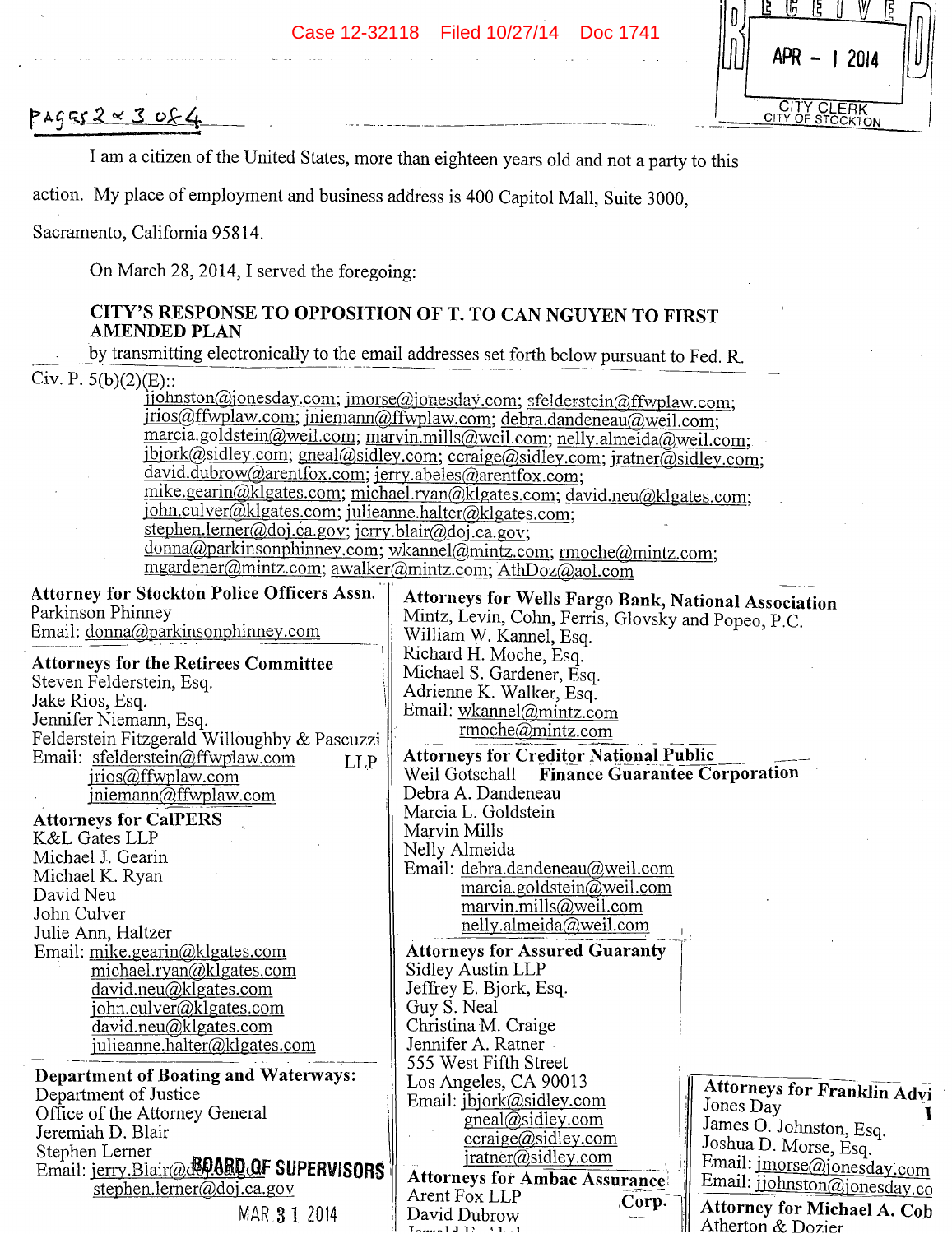PAGES 2 & 3 of 4

RECEIVED APR - 1 2014 CITY CLERK CITY OF STOCKTON

I am a citizen of the United States, more than eighteen years old and not a party to this action. My place of employment and business address is 400 Capitol Mall, Suite 3000, Sacramento, California 95814.

On March 28, 2014, I served the foregoing:

**CITY'S RESPONSE TO OPPOSITION OF T. TO CAN NGUYEN TO FIRST AMENDED PLAN**

by transmitting electronically to the email addresses set forth below pursuant to Fed. R. Civ. P. 5(b)(2)(E)::

jjohnston@jonesday.com; jmorse@jonesday.com; sfelderstein@ffwplaw.com; jrios@ffwplaw.com; jniemann@ffwplaw.com; debra.dandeneau@weil.com; marcia.goldstein@weil.com; marvin.mills@weil.com; nelly.almeida@weil.com; jbjork@sidley.com; gneal@sidley.com; ccraige@sidley.com; jratner@sidley.com; david.dubrow@arentfox.com; jerry.abeles@arentfox.com; mike.gearin@klgates.com; michael.ryan@klgates.com; david.neu@klgates.com; john.culver@klgates.com; julieanne.halter@klgates.com; stephen.lerner@doj.ca.gov; jerry.blair@doj.ca.gov; donna@parkinsonphinney.com; wkannel@mintz.com; rmoche@mintz.com; mgardener@mintz.com; awalker@mintz.com; AthDoz@aol.com

**Attorney for Stockton Police Officers Assn.**
Parkinson Phinney
Email: donna@parkinsonphinney.com

**Attorneys for the Retirees Committee**
Steven Felderstein, Esq.
Jake Rios, Esq.
Jennifer Niemann, Esq.
Felderstein Fitzgerald Willoughby & Pascuzzi LLP
Email: sfelderstein@ffwplaw.com
jrios@ffwplaw.com
jniemann@ffwplaw.com

**Attorneys for CalPERS**
K&L Gates LLP
Michael J. Gearin
Michael K. Ryan
David Neu
John Culver
Julie Ann, Haltzer
Email: mike.gearin@klgates.com
michael.ryan@klgates.com
david.neu@klgates.com
john.culver@klgates.com
david.neu@klgates.com
julieanne.halter@klgates.com

**Department of Boating and Waterways:**
Department of Justice
Office of the Attorney General
Jeremiah D. Blair
Stephen Lerner
Email: jerry.Blair@doj.ca.gov
stephen.lerner@doj.ca.gov

BOARD OF SUPERVISORS MAR 31 2014

**Attorneys for Wells Fargo Bank, National Association**
Mintz, Levin, Cohn, Ferris, Glovsky and Popeo, P.C.
William W. Kannel, Esq.
Richard H. Moche, Esq.
Michael S. Gardener, Esq.
Adrienne K. Walker, Esq.
Email: wkannel@mintz.com
rmoche@mintz.com

**Attorneys for Creditor National Public Finance Guarantee Corporation**
Weil Gotschall
Debra A. Dandeneau
Marcia L. Goldstein
Marvin Mills
Nelly Almeida
Email: debra.dandeneau@weil.com
marcia.goldstein@weil.com
marvin.mills@weil.com
nelly.almeida@weil.com

**Attorneys for Assured Guaranty**
Sidley Austin LLP
Jeffrey E. Bjork, Esq.
Guy S. Neal
Christina M. Craige
Jennifer A. Ratner
555 West Fifth Street
Los Angeles, CA 90013
Email: jbjork@sidley.com
gneal@sidley.com
ccraige@sidley.com
jratner@sidley.com

**Attorneys for Ambac Assurance Corp.**
Arent Fox LLP
David Dubrow

**Attorneys for Franklin Advi**
Jones Day
James O. Johnston, Esq.
Joshua D. Morse, Esq.
Email: jmorse@jonesday.com
Email: jjohnston@jonesday.co

**Attorney for Michael A. Cob**
Atherton & Dozier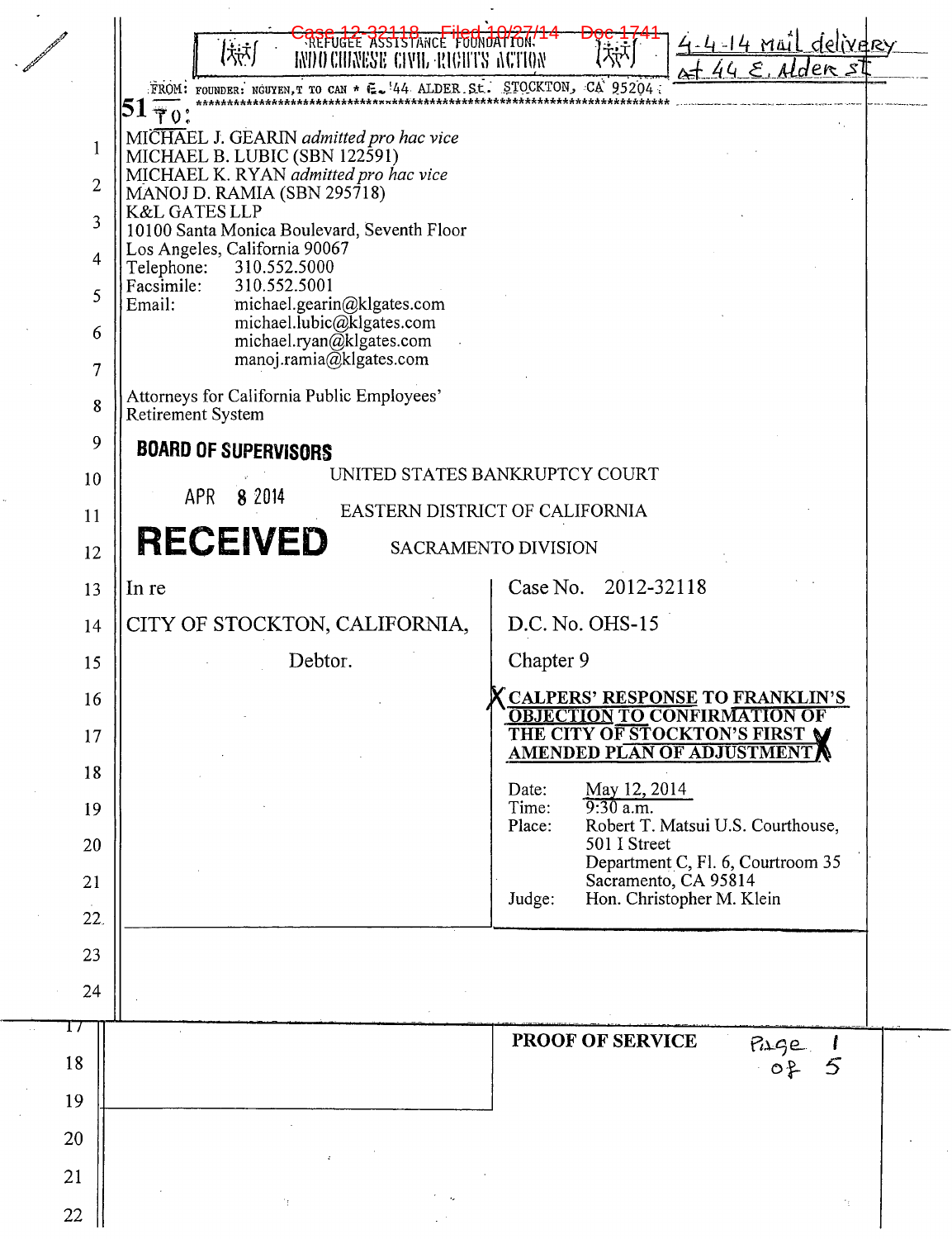Case 12-32118 Filed 10/27/14 Doc 1741

REFUGEE ASSISTANCE FOUNDATION. INDO CHINESE CIVIL RIGHTS ACTION

4-4-14 mail delivery at 44 E. Alder st

FROM: FOUNDER: NGUYEN,T TO CAN * E. 44 ALDER St. STOCKTON, CA 95204

51 TO:

MICHAEL J. GEARIN *admitted pro hac vice*
MICHAEL B. LUBIC (SBN 122591)
MICHAEL K. RYAN *admitted pro hac vice*
MANOJ D. RAMIA (SBN 295718)
K&L GATES LLP
10100 Santa Monica Boulevard, Seventh Floor
Los Angeles, California 90067
Telephone: 310.552.5000
Facsimile: 310.552.5001
Email: michael.gearin@klgates.com
michael.lubic@klgates.com
michael.ryan@klgates.com
manoj.ramia@klgates.com

Attorneys for California Public Employees' Retirement System

BOARD OF SUPERVISORS

APR 8 2014

RECEIVED

UNITED STATES BANKRUPTCY COURT

EASTERN DISTRICT OF CALIFORNIA

SACRAMENTO DIVISION

| In re<br><br>CITY OF STOCKTON, CALIFORNIA,<br><br>Debtor. | Case No. 2012-32118<br><br>D.C. No. OHS-15<br><br>Chapter 9<br><br>**CALPERS' RESPONSE TO FRANKLIN'S OBJECTION TO CONFIRMATION OF THE CITY OF STOCKTON'S FIRST AMENDED PLAN OF ADJUSTMENT**<br><br>Date: May 12, 2014<br>Time: 9:30 a.m.<br>Place: Robert T. Matsui U.S. Courthouse, 501 I Street, Department C, Fl. 6, Courtroom 35, Sacramento, CA 95814<br>Judge: Hon. Christopher M. Klein |
|---|---|

**PROOF OF SERVICE** Page 1 of 5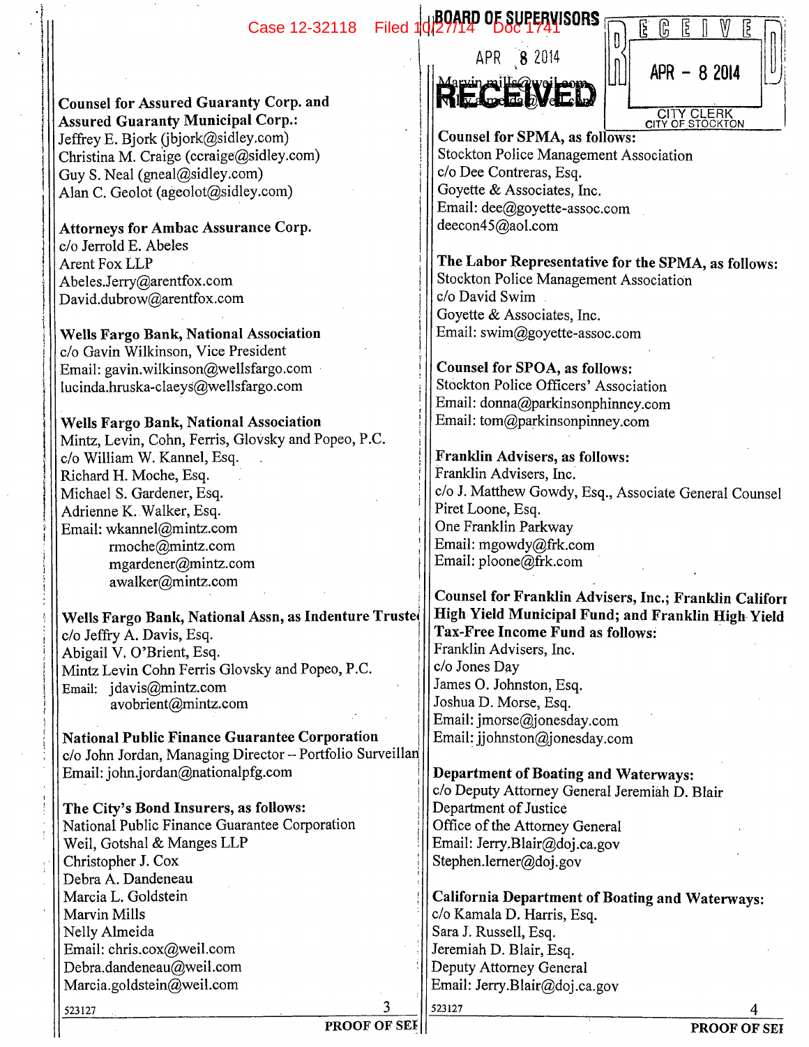**Counsel for Assured Guaranty Corp. and Assured Guaranty Municipal Corp.:**
Jeffrey E. Bjork (jbjork@sidley.com)
Christina M. Craige (ccraige@sidley.com)
Guy S. Neal (gneal@sidley.com)
Alan C. Geolot (ageolot@sidley.com)

**Attorneys for Ambac Assurance Corp.**
c/o Jerrold E. Abeles
Arent Fox LLP
Abeles.Jerry@arentfox.com
David.dubrow@arentfox.com

**Wells Fargo Bank, National Association**
c/o Gavin Wilkinson, Vice President
Email: gavin.wilkinson@wellsfargo.com
lucinda.hruska-claeys@wellsfargo.com

**Wells Fargo Bank, National Association**
Mintz, Levin, Cohn, Ferris, Glovsky and Popeo, P.C.
c/o William W. Kannel, Esq.
Richard H. Moche, Esq.
Michael S. Gardener, Esq.
Adrienne K. Walker, Esq.
Email: wkannel@mintz.com
rmoche@mintz.com
mgardener@mintz.com
awalker@mintz.com

**Wells Fargo Bank, National Assn, as Indenture Trustee**
c/o Jeffry A. Davis, Esq.
Abigail V. O'Brient, Esq.
Mintz Levin Cohn Ferris Glovsky and Popeo, P.C.
Email: jdavis@mintz.com
avobrient@mintz.com

**National Public Finance Guarantee Corporation**
c/o John Jordan, Managing Director – Portfolio Surveillance
Email: john.jordan@nationalpfg.com

**The City's Bond Insurers, as follows:**
National Public Finance Guarantee Corporation
Weil, Gotshal & Manges LLP
Christopher J. Cox
Debra A. Dandeneau
Marcia L. Goldstein
Marvin Mills
Nelly Almeida
Email: chris.cox@weil.com
Debra.dandeneau@weil.com
Marcia.goldstein@weil.com
Marvin.mills@weil.com
Nelly.almeida@weil.com

**Counsel for SPMA, as follows:**
Stockton Police Management Association
c/o Dee Contreras, Esq.
Goyette & Associates, Inc.
Email: dee@goyette-assoc.com
deecon45@aol.com

**The Labor Representative for the SPMA, as follows:**
Stockton Police Management Association
c/o David Swim
Goyette & Associates, Inc.
Email: swim@goyette-assoc.com

**Counsel for SPOA, as follows:**
Stockton Police Officers' Association
Email: donna@parkinsonphinney.com
Email: tom@parkinsonpinney.com

**Franklin Advisers, as follows:**
Franklin Advisers, Inc.
c/o J. Matthew Gowdy, Esq., Associate General Counsel
Piret Loone, Esq.
One Franklin Parkway
Email: mgowdy@frk.com
Email: ploone@frk.com

**Counsel for Franklin Advisers, Inc.; Franklin California High Yield Municipal Fund; and Franklin High Yield Tax-Free Income Fund as follows:**
Franklin Advisers, Inc.
c/o Jones Day
James O. Johnston, Esq.
Joshua D. Morse, Esq.
Email: jmorse@jonesday.com
Email: jjohnston@jonesday.com

**Department of Boating and Waterways:**
c/o Deputy Attorney General Jeremiah D. Blair
Department of Justice
Office of the Attorney General
Email: Jerry.Blair@doj.ca.gov
Stephen.lerner@doj.gov

**California Department of Boating and Waterways:**
c/o Kamala D. Harris, Esq.
Sara J. Russell, Esq.
Jeremiah D. Blair, Esq.
Deputy Attorney General
Email: Jerry.Blair@doj.ca.gov

523127

PROOF OF SERVICE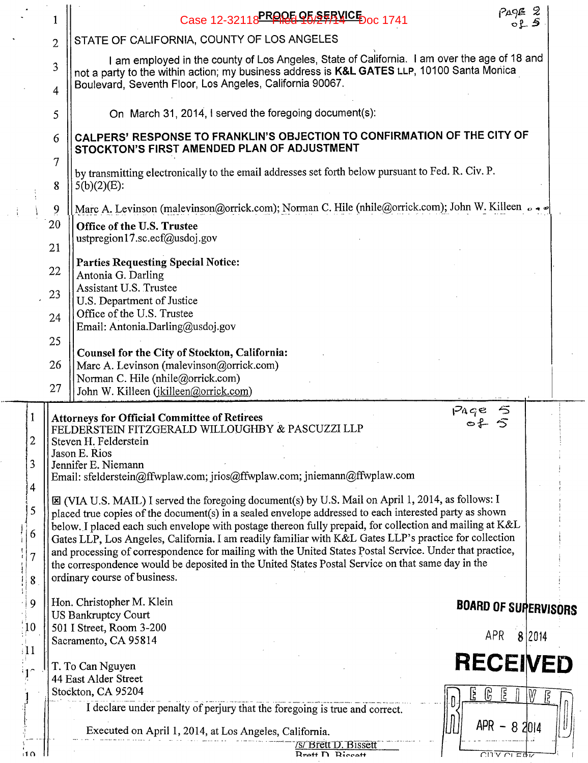## PROOF OF SERVICE

STATE OF CALIFORNIA, COUNTY OF LOS ANGELES

I am employed in the county of Los Angeles, State of California. I am over the age of 18 and not a party to the within action; my business address is **K&L GATES LLP**, 10100 Santa Monica Boulevard, Seventh Floor, Los Angeles, California 90067.

On March 31, 2014, I served the foregoing document(s):

**CALPERS' RESPONSE TO FRANKLIN'S OBJECTION TO CONFIRMATION OF THE CITY OF STOCKTON'S FIRST AMENDED PLAN OF ADJUSTMENT**

by transmitting electronically to the email addresses set forth below pursuant to Fed. R. Civ. P. 5(b)(2)(E):

Marc A. Levinson (malevinson@orrick.com); Norman C. Hile (nhile@orrick.com); John W. Killeen ...

**Office of the U.S. Trustee**
ustpregion17.sc.ecf@usdoj.gov

**Parties Requesting Special Notice:**
Antonia G. Darling
Assistant U.S. Trustee
U.S. Department of Justice
Office of the U.S. Trustee
Email: Antonia.Darling@usdoj.gov

**Counsel for the City of Stockton, California:**
Marc A. Levinson (malevinson@orrick.com)
Norman C. Hile (nhile@orrick.com)
John W. Killeen (jkilleen@orrick.com)

---

**Attorneys for Official Committee of Retirees**
FELDERSTEIN FITZGERALD WILLOUGHBY & PASCUZZI LLP
Steven H. Felderstein
Jason E. Rios
Jennifer E. Niemann
Email: sfelderstein@ffwplaw.com; jrios@ffwplaw.com; jniemann@ffwplaw.com

☒ (VIA U.S. MAIL) I served the foregoing document(s) by U.S. Mail on April 1, 2014, as follows: I placed true copies of the document(s) in a sealed envelope addressed to each interested party as shown below. I placed each such envelope with postage thereon fully prepaid, for collection and mailing at K&L Gates LLP, Los Angeles, California. I am readily familiar with K&L Gates LLP's practice for collection and processing of correspondence for mailing with the United States Postal Service. Under that practice, the correspondence would be deposited in the United States Postal Service on that same day in the ordinary course of business.

Hon. Christopher M. Klein
US Bankruptcy Court
501 I Street, Room 3-200
Sacramento, CA 95814

T. To Can Nguyen
44 East Alder Street
Stockton, CA 95204

BOARD OF SUPERVISORS
APR 8 2014
RECEIVED

RECEIVED
APR - 8 2014
CITY CLERK

I declare under penalty of perjury that the foregoing is true and correct.

Executed on April 1, 2014, at Los Angeles, California.

/s/ Brett D. Bissett
Brett D. Bissett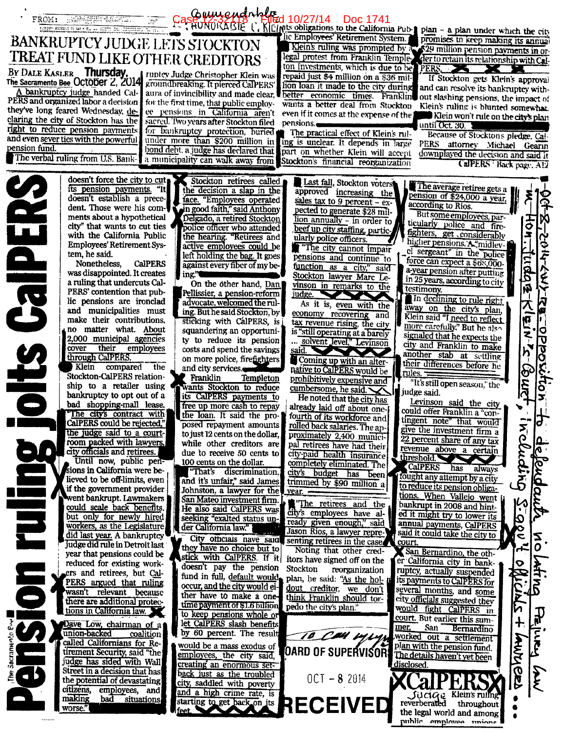FROM:

Honorable C. Klein

# BANKRUPTCY JUDGE LETS STOCKTON TREAT FUND LIKE OTHER CREDITORS

By DALE KASLER **Thursday,**
The Sacramento Bee **October 2, 2014**

A bankruptcy judge handed CalPERS and organized labor a decision they've long feared Wednesday, declaring the city of Stockton has the right to reduce pension payments and even sever ties with the powerful pension fund.

The verbal ruling from U.S. Bankruptcy Judge Christopher Klein was groundbreaking. It pierced CalPERS' aura of invincibility and made clear, for the first time, that public employee pensions in California aren't sacred. Two years after Stockton filed for bankruptcy protection, buried under more than $200 million in bond debt, a judge has declared that a municipality can walk away from its obligations to the California Public Employees' Retirement System.

Klein's ruling was prompted by a legal protest from Franklin Templeton Investments, which is due to be repaid just $4 million on a $36 million loan it made to the city during better economic times. Franklin wants a better deal from Stockton even if it comes at the expense of the pensions.

The practical effect of Klein's ruling is unclear. It depends in large part on whether Klein will accept Stockton's financial reorganization plan – a plan under which the city promises to keep making its annual $29 million pension payments in order to retain its relationship with CalPERS.

If Stockton gets Klein's approval and can resolve its bankruptcy without slashing pensions, the impact of Klein's ruling is blunted somewhat.

Klein won't rule on the city's plan until Oct. 30.

Because of Stockton's pledge, CalPERS attorney Michael Gearin downplayed the decision and said it

CalPERS | Back page, A12

# Pension ruling jolts CalPERS

The Sacramento Bee

doesn't force the city to cut its pension payments. "It doesn't establish a precedent. Those were his comments about a hypothetical city" that wants to cut ties with the California Public Employees' Retirement System, he said.

Nonetheless, CalPERS was disappointed. It creates a ruling that undercuts CalPERS' contention that public pensions are ironclad and municipalities must make their contributions, no matter what. About 2,000 municipal agencies cover their employees through CalPERS.

Klein compared the Stockton-CalPERS relationship to a retailer using bankruptcy to opt out of a bad shopping-mall lease. "The city's contract with CalPERS could be rejected," the judge said to a courtroom packed with lawyers, city officials and retirees.

Until now, public pensions in California were believed to be off-limits, even if the government provider went bankrupt. Lawmakers could scale back benefits, but only for newly hired workers, as the Legislature did last year. A bankruptcy judge did rule in Detroit last year that pensions could be reduced for existing workers and retirees, but CalPERS argued that ruling wasn't relevant because there are additional protections in California law.

Dave Low, chairman of a union-backed coalition called Californians for Retirement Security, said "the judge has sided with Wall Street in a decision that has the potential of devastating citizens, employees, and making bad situations worse."

Stockton retirees called the decision a slap in the face. "Employees operated in good faith," said Anthony Delgado, a retired Stockton police officer who attended the hearing. "Retirees and active employees could be left holding the bag. It goes against every fiber of my being."

On the other hand, Dan Pellissier, a pension-reform advocate, welcomed the ruling. But he said Stockton, by sticking with CalPERS, is squandering an opportunity to reduce its pension costs and spend the savings on more police, firefighters and city services.

Franklin Templeton wants Stockton to reduce its CalPERS payments to free up more cash to repay the loan. It said the proposed repayment amounts to just 12 cents on the dollar, while other creditors are due to receive 50 cents to 100 cents on the dollar.

"That's discrimination, and it's unfair," said James Johnston, a lawyer for the San Mateo investment firm. He also said CalPERS was seeking "exalted status under California law."

City officials have said they have no choice but to stick with CalPERS. If it doesn't pay the pension fund in full, default would occur, and the city would either have to make a one-time payment of $1.6 billion to keep pensions whole or let CalPERS slash benefits by 60 percent. The result would be a mass exodus of employees, the city said, creating an enormous setback just as the troubled city, saddled with poverty and a high crime rate, is starting to get back on its feet.

Last fall, Stockton voters approved increasing the sales tax to 9 percent – expected to generate $28 million annually – in order to beef up city staffing, particularly police officers.

"The city cannot impair pensions and continue to function as a city," said Stockton lawyer Marc Levinson in remarks to the judge.

As it is, even with the economy recovering and tax revenue rising, the city is "still operating at a barely ... solvent level," Levinson said.

Coming up with an alternative to CalPERS would be prohibitively expensive and cumbersome, he said.

He noted that the city has already laid off about one-fourth of its workforce and rolled back salaries. The approximately 2,400 municipal retirees have had their city-paid health insurance completely eliminated. The city's budget has been trimmed by $90 million a year.

"The retirees and the city's employees have already given enough," said Jason Rios, a lawyer representing retirees in the case.

Noting that other creditors have signed off on the Stockton reorganization plan, he said: "As the holdout creditor, we don't think Franklin should torpedo the city's plan."

The average retiree gets a pension of $24,000 a year, according to Rios.

But some employees, particularly police and firefighters, get considerably higher pensions. A "midlevel sergeant" in the police force can expect a $68,000-a-year pension after putting in 25 years, according to city testimony.

In declining to rule right away on the city's plan, Klein said "I need to reflect more carefully." But he also signaled that he expects the city and Franklin to make another stab at settling their differences before he rules.

"It's still open season," the judge said.

Levinson said the city could offer Franklin a "contingent note" that would give the investment firm a 22 percent share of any tax revenue above a certain threshold.

CalPERS has always fought any attempt by a city to reduce its pension obligations. When Vallejo went bankrupt in 2008 and hinted it might try to lower its annual payments, CalPERS said it could take the city to court.

San Bernardino, the other California city in bankruptcy, actually suspended its payments to CalPERS for several months, and some city officials suggested they would fight CalPERS in court. But earlier this summer, San Bernardino worked out a settlement plan with the pension fund. The details haven't yet been disclosed.

Judge Klein's ruling reverberated throughout the legal world and among public employee unions

10 cal mymy
BOARD OF SUPERVISORS
OCT - 8 2014
RECEIVED

Oct 8, 2014 – CWY RB – Opposition to defendants in Hon. Judge Klein's Court, including S.gov't officials + lawyers violating Perjury law...

Case 12-32118 Filed 10/27/14 Doc 1741